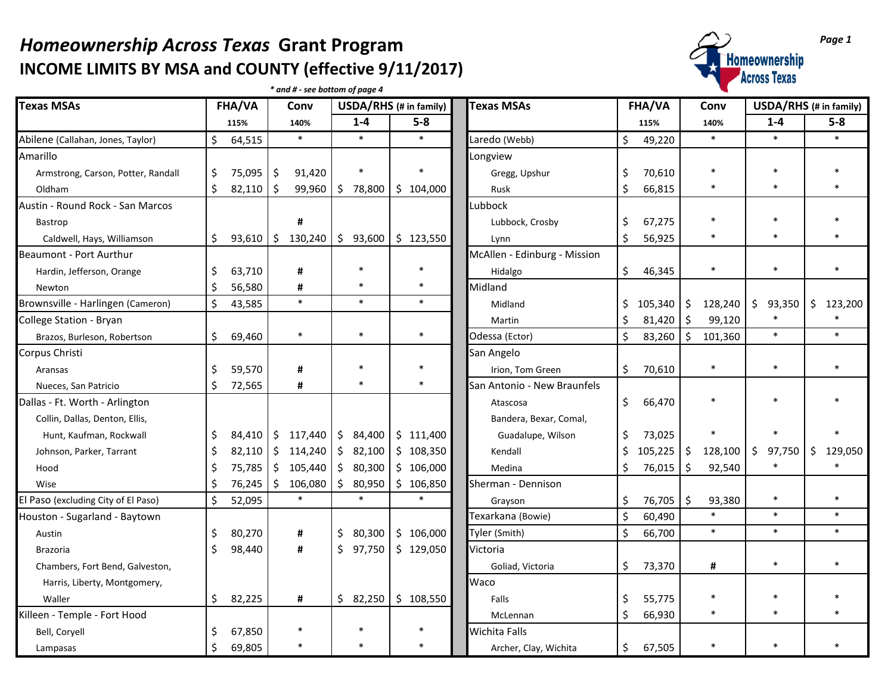# *Homeownership Across Texas* Grant Program

## INCOME LIMITS BY MSA and COUNTY (effective 9/11/2017)

*\* and # - see bottom of page 4*

| Texas MSAs | FHA/VA | Conv | USDA/RHS (# in family) | |
|---|---|---|---|---|
| | 115% | 140% | 1-4 | 5-8 |
| Abilene (Callahan, Jones, Taylor) | $ 64,515 | * | * | * |
| Amarillo | | | | |
| Armstrong, Carson, Potter, Randall | $ 75,095 | $ 91,420 | * | * |
| Oldham | $ 82,110 | $ 99,960 | $ 78,800 | $ 104,000 |
| Austin - Round Rock - San Marcos | | | | |
| Bastrop | | # | | |
| Caldwell, Hays, Williamson | $ 93,610 | $ 130,240 | $ 93,600 | $ 123,550 |
| Beaumont - Port Aurthur | | | | |
| Hardin, Jefferson, Orange | $ 63,710 | # | * | * |
| Newton | $ 56,580 | # | * | * |
| Brownsville - Harlingen (Cameron) | $ 43,585 | * | * | * |
| College Station - Bryan | | | | |
| Brazos, Burleson, Robertson | $ 69,460 | * | * | * |
| Corpus Christi | | | | |
| Aransas | $ 59,570 | # | * | * |
| Nueces, San Patricio | $ 72,565 | # | * | * |
| Dallas - Ft. Worth - Arlington | | | | |
| Collin, Dallas, Denton, Ellis, Hunt, Kaufman, Rockwall | $ 84,410 | $ 117,440 | $ 84,400 | $ 111,400 |
| Johnson, Parker, Tarrant | $ 82,110 | $ 114,240 | $ 82,100 | $ 108,350 |
| Hood | $ 75,785 | $ 105,440 | $ 80,300 | $ 106,000 |
| Wise | $ 76,245 | $ 106,080 | $ 80,950 | $ 106,850 |
| El Paso (excluding City of El Paso) | $ 52,095 | * | * | * |
| Houston - Sugarland - Baytown | | | | |
| Austin | $ 80,270 | # | $ 80,300 | $ 106,000 |
| Brazoria | $ 98,440 | # | $ 97,750 | $ 129,050 |
| Chambers, Fort Bend, Galveston, Harris, Liberty, Montgomery, Waller | $ 82,225 | # | $ 82,250 | $ 108,550 |
| Killeen - Temple - Fort Hood | | | | |
| Bell, Coryell | $ 67,850 | * | * | * |
| Lampasas | $ 69,805 | * | * | * |

| Texas MSAs | FHA/VA | Conv | USDA/RHS (# in family) | |
|---|---|---|---|---|
| | 115% | 140% | 1-4 | 5-8 |
| Laredo (Webb) | $ 49,220 | * | * | * |
| Longview | | | | |
| Gregg, Upshur | $ 70,610 | * | * | * |
| Rusk | $ 66,815 | * | * | * |
| Lubbock | | | | |
| Lubbock, Crosby | $ 67,275 | * | * | * |
| Lynn | $ 56,925 | * | * | * |
| McAllen - Edinburg - Mission | | | | |
| Hidalgo | $ 46,345 | * | * | * |
| Midland | | | | |
| Midland | $ 105,340 | $ 128,240 | $ 93,350 | $ 123,200 |
| Martin | $ 81,420 | $ 99,120 | * | * |
| Odessa (Ector) | $ 83,260 | $ 101,360 | * | * |
| San Angelo | | | | |
| Irion, Tom Green | $ 70,610 | * | * | * |
| San Antonio - New Braunfels | | | | |
| Atascosa | $ 66,470 | * | * | * |
| Bandera, Bexar, Comal, Guadalupe, Wilson | $ 73,025 | * | * | * |
| Kendall | $ 105,225 | $ 128,100 | $ 97,750 | $ 129,050 |
| Medina | $ 76,015 | $ 92,540 | * | * |
| Sherman - Dennison | | | | |
| Grayson | $ 76,705 | $ 93,380 | * | * |
| Texarkana (Bowie) | $ 60,490 | * | * | * |
| Tyler (Smith) | $ 66,700 | * | * | * |
| Victoria | | | | |
| Goliad, Victoria | $ 73,370 | # | * | * |
| Waco | | | | |
| Falls | $ 55,775 | * | * | * |
| McLennan | $ 66,930 | * | * | * |
| Wichita Falls | | | | |
| Archer, Clay, Wichita | $ 67,505 | * | * | * |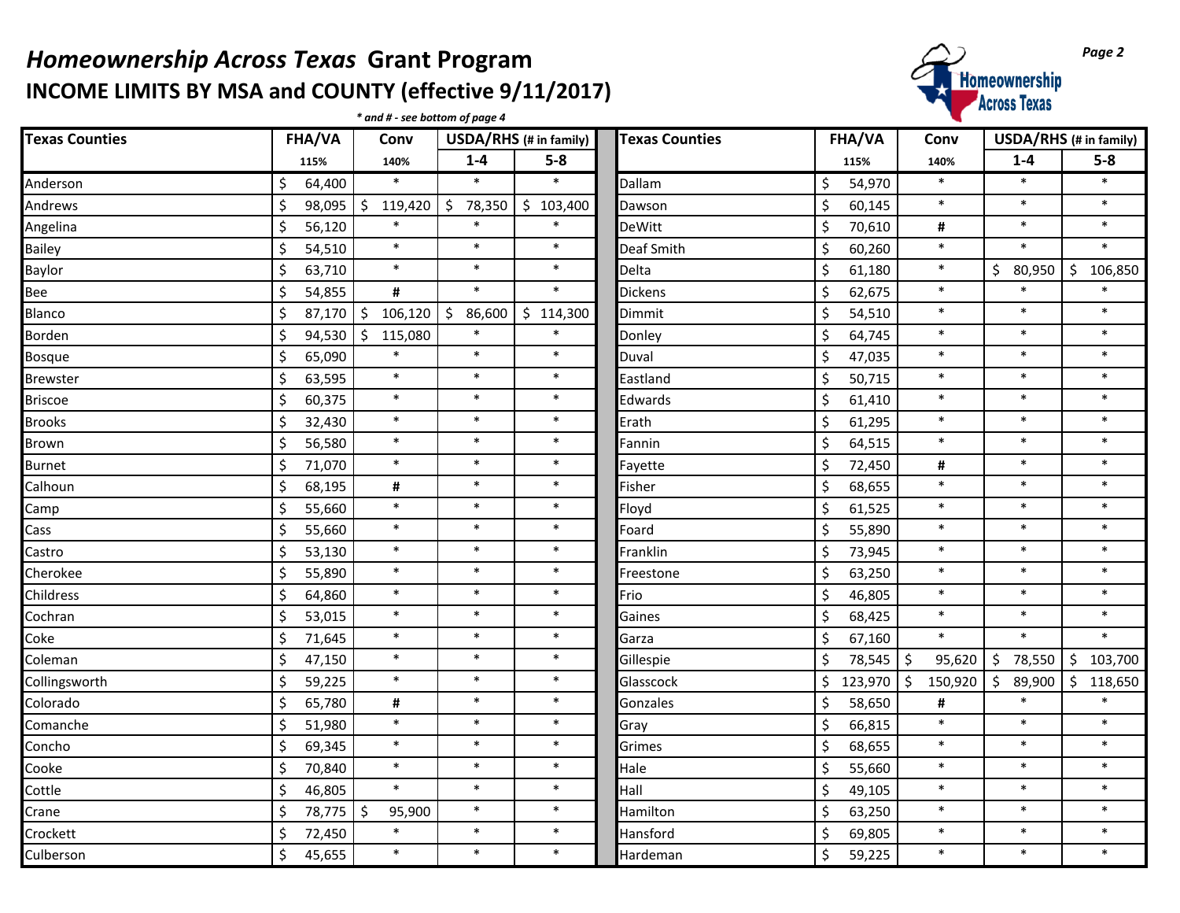# *Homeownership Across Texas* Grant Program

## INCOME LIMITS BY MSA and COUNTY (effective 9/11/2017)

***\* and # - see bottom of page 4***

| Texas Counties | FHA/VA | Conv | USDA/RHS (# in family) | |
|---|---|---|---|---|
| | 115% | 140% | 1-4 | 5-8 |
| Anderson | $ 64,400 | * | * | * |
| Andrews | $ 98,095 | $ 119,420 | $ 78,350 | $ 103,400 |
| Angelina | $ 56,120 | * | * | * |
| Bailey | $ 54,510 | * | * | * |
| Baylor | $ 63,710 | * | * | * |
| Bee | $ 54,855 | # | * | * |
| Blanco | $ 87,170 | $ 106,120 | $ 86,600 | $ 114,300 |
| Borden | $ 94,530 | $ 115,080 | * | * |
| Bosque | $ 65,090 | * | * | * |
| Brewster | $ 63,595 | * | * | * |
| Briscoe | $ 60,375 | * | * | * |
| Brooks | $ 32,430 | * | * | * |
| Brown | $ 56,580 | * | * | * |
| Burnet | $ 71,070 | * | * | * |
| Calhoun | $ 68,195 | # | * | * |
| Camp | $ 55,660 | * | * | * |
| Cass | $ 55,660 | * | * | * |
| Castro | $ 53,130 | * | * | * |
| Cherokee | $ 55,890 | * | * | * |
| Childress | $ 64,860 | * | * | * |
| Cochran | $ 53,015 | * | * | * |
| Coke | $ 71,645 | * | * | * |
| Coleman | $ 47,150 | * | * | * |
| Collingsworth | $ 59,225 | * | * | * |
| Colorado | $ 65,780 | # | * | * |
| Comanche | $ 51,980 | * | * | * |
| Concho | $ 69,345 | * | * | * |
| Cooke | $ 70,840 | * | * | * |
| Cottle | $ 46,805 | * | * | * |
| Crane | $ 78,775 | $ 95,900 | * | * |
| Crockett | $ 72,450 | * | * | * |
| Culberson | $ 45,655 | * | * | * |
| Dallam | $ 54,970 | * | * | * |
| Dawson | $ 60,145 | * | * | * |
| DeWitt | $ 70,610 | # | * | * |
| Deaf Smith | $ 60,260 | * | * | * |
| Delta | $ 61,180 | * | $ 80,950 | $ 106,850 |
| Dickens | $ 62,675 | * | * | * |
| Dimmit | $ 54,510 | * | * | * |
| Donley | $ 64,745 | * | * | * |
| Duval | $ 47,035 | * | * | * |
| Eastland | $ 50,715 | * | * | * |
| Edwards | $ 61,410 | * | * | * |
| Erath | $ 61,295 | * | * | * |
| Fannin | $ 64,515 | * | * | * |
| Fayette | $ 72,450 | # | * | * |
| Fisher | $ 68,655 | * | * | * |
| Floyd | $ 61,525 | * | * | * |
| Foard | $ 55,890 | * | * | * |
| Franklin | $ 73,945 | * | * | * |
| Freestone | $ 63,250 | * | * | * |
| Frio | $ 46,805 | * | * | * |
| Gaines | $ 68,425 | * | * | * |
| Garza | $ 67,160 | * | * | * |
| Gillespie | $ 78,545 | $ 95,620 | $ 78,550 | $ 103,700 |
| Glasscock | $ 123,970 | $ 150,920 | $ 89,900 | $ 118,650 |
| Gonzales | $ 58,650 | # | * | * |
| Gray | $ 66,815 | * | * | * |
| Grimes | $ 68,655 | * | * | * |
| Hale | $ 55,660 | * | * | * |
| Hall | $ 49,105 | * | * | * |
| Hamilton | $ 63,250 | * | * | * |
| Hansford | $ 69,805 | * | * | * |
| Hardeman | $ 59,225 | * | * | * |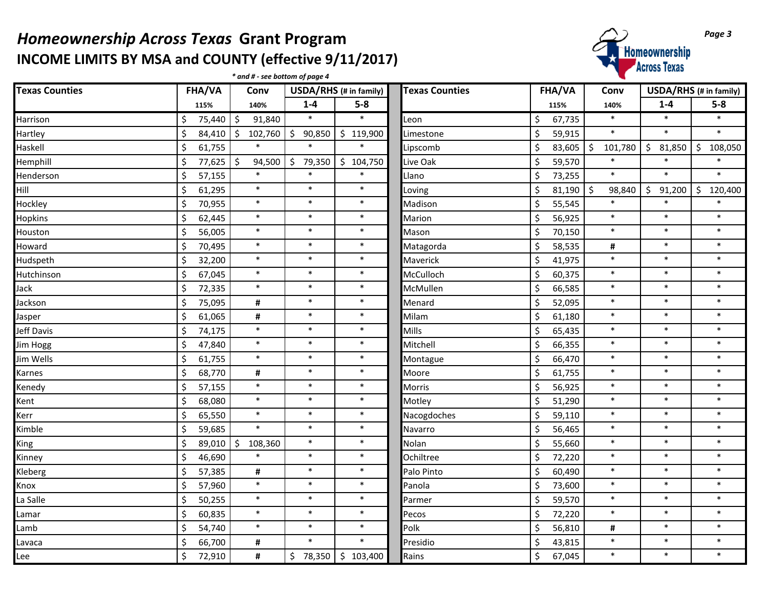# *Homeownership Across Texas* Grant Program

## INCOME LIMITS BY MSA and COUNTY (effective 9/11/2017)

***\* and # - see bottom of page 4***

| Texas Counties | FHA/VA | Conv | USDA/RHS (# in family) | |
|---|---|---|---|---|
| | 115% | 140% | 1-4 | 5-8 |
| Harrison | $ 75,440 | $ 91,840 | * | * |
| Hartley | $ 84,410 | $ 102,760 | $ 90,850 | $ 119,900 |
| Haskell | $ 61,755 | * | * | * |
| Hemphill | $ 77,625 | $ 94,500 | $ 79,350 | $ 104,750 |
| Henderson | $ 57,155 | * | * | * |
| Hill | $ 61,295 | * | * | * |
| Hockley | $ 70,955 | * | * | * |
| Hopkins | $ 62,445 | * | * | * |
| Houston | $ 56,005 | * | * | * |
| Howard | $ 70,495 | * | * | * |
| Hudspeth | $ 32,200 | * | * | * |
| Hutchinson | $ 67,045 | * | * | * |
| Jack | $ 72,335 | * | * | * |
| Jackson | $ 75,095 | # | * | * |
| Jasper | $ 61,065 | # | * | * |
| Jeff Davis | $ 74,175 | * | * | * |
| Jim Hogg | $ 47,840 | * | * | * |
| Jim Wells | $ 61,755 | * | * | * |
| Karnes | $ 68,770 | # | * | * |
| Kenedy | $ 57,155 | * | * | * |
| Kent | $ 68,080 | * | * | * |
| Kerr | $ 65,550 | * | * | * |
| Kimble | $ 59,685 | * | * | * |
| King | $ 89,010 | $ 108,360 | * | * |
| Kinney | $ 46,690 | * | * | * |
| Kleberg | $ 57,385 | # | * | * |
| Knox | $ 57,960 | * | * | * |
| La Salle | $ 50,255 | * | * | * |
| Lamar | $ 60,835 | * | * | * |
| Lamb | $ 54,740 | * | * | * |
| Lavaca | $ 66,700 | # | * | * |
| Lee | $ 72,910 | # | $ 78,350 | $ 103,400 |
| Leon | $ 67,735 | * | * | * |
| Limestone | $ 59,915 | * | * | * |
| Lipscomb | $ 83,605 | $ 101,780 | $ 81,850 | $ 108,050 |
| Live Oak | $ 59,570 | * | * | * |
| Llano | $ 73,255 | * | * | * |
| Loving | $ 81,190 | $ 98,840 | $ 91,200 | $ 120,400 |
| Madison | $ 55,545 | * | * | * |
| Marion | $ 56,925 | * | * | * |
| Mason | $ 70,150 | * | * | * |
| Matagorda | $ 58,535 | # | * | * |
| Maverick | $ 41,975 | * | * | * |
| McCulloch | $ 60,375 | * | * | * |
| McMullen | $ 66,585 | * | * | * |
| Menard | $ 52,095 | * | * | * |
| Milam | $ 61,180 | * | * | * |
| Mills | $ 65,435 | * | * | * |
| Mitchell | $ 66,355 | * | * | * |
| Montague | $ 66,470 | * | * | * |
| Moore | $ 61,755 | * | * | * |
| Morris | $ 56,925 | * | * | * |
| Motley | $ 51,290 | * | * | * |
| Nacogdoches | $ 59,110 | * | * | * |
| Navarro | $ 56,465 | * | * | * |
| Nolan | $ 55,660 | * | * | * |
| Ochiltree | $ 72,220 | * | * | * |
| Palo Pinto | $ 60,490 | * | * | * |
| Panola | $ 73,600 | * | * | * |
| Parmer | $ 59,570 | * | * | * |
| Pecos | $ 72,220 | * | * | * |
| Polk | $ 56,810 | # | * | * |
| Presidio | $ 43,815 | * | * | * |
| Rains | $ 67,045 | * | * | * |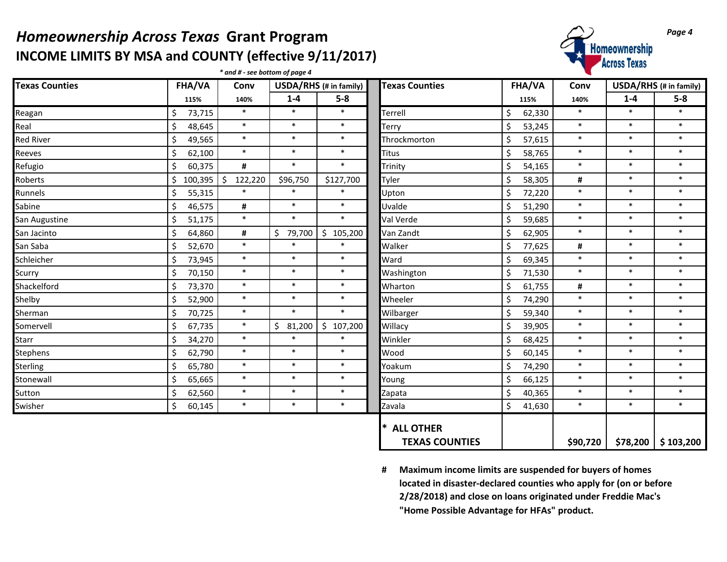# *Homeownership Across Texas* Grant Program

## INCOME LIMITS BY MSA and COUNTY (effective 9/11/2017)

*\* and # - see bottom of page 4*

| Texas Counties | FHA/VA | Conv | USDA/RHS (# in family) | |
|---|---|---|---|---|
| | 115% | 140% | 1-4 | 5-8 |
| Reagan | $ 73,715 | * | * | * |
| Real | $ 48,645 | * | * | * |
| Red River | $ 49,565 | * | * | * |
| Reeves | $ 62,100 | * | * | * |
| Refugio | $ 60,375 | # | * | * |
| Roberts | $ 100,395 | $ 122,220 | $96,750 | $127,700 |
| Runnels | $ 55,315 | * | * | * |
| Sabine | $ 46,575 | # | * | * |
| San Augustine | $ 51,175 | * | * | * |
| San Jacinto | $ 64,860 | # | $ 79,700 | $ 105,200 |
| San Saba | $ 52,670 | * | * | * |
| Schleicher | $ 73,945 | * | * | * |
| Scurry | $ 70,150 | * | * | * |
| Shackelford | $ 73,370 | * | * | * |
| Shelby | $ 52,900 | * | * | * |
| Sherman | $ 70,725 | * | * | * |
| Somervell | $ 67,735 | * | $ 81,200 | $ 107,200 |
| Starr | $ 34,270 | * | * | * |
| Stephens | $ 62,790 | * | * | * |
| Sterling | $ 65,780 | * | * | * |
| Stonewall | $ 65,665 | * | * | * |
| Sutton | $ 62,560 | * | * | * |
| Swisher | $ 60,145 | * | * | * |
| Terrell | $ 62,330 | * | * | * |
| Terry | $ 53,245 | * | * | * |
| Throckmorton | $ 57,615 | * | * | * |
| Titus | $ 58,765 | * | * | * |
| Trinity | $ 54,165 | * | * | * |
| Tyler | $ 58,305 | # | * | * |
| Upton | $ 72,220 | * | * | * |
| Uvalde | $ 51,290 | * | * | * |
| Val Verde | $ 59,685 | * | * | * |
| Van Zandt | $ 62,905 | * | * | * |
| Walker | $ 77,625 | # | * | * |
| Ward | $ 69,345 | * | * | * |
| Washington | $ 71,530 | * | * | * |
| Wharton | $ 61,755 | # | * | * |
| Wheeler | $ 74,290 | * | * | * |
| Wilbarger | $ 59,340 | * | * | * |
| Willacy | $ 39,905 | * | * | * |
| Winkler | $ 68,425 | * | * | * |
| Wood | $ 60,145 | * | * | * |
| Yoakum | $ 74,290 | * | * | * |
| Young | $ 66,125 | * | * | * |
| Zapata | $ 40,365 | * | * | * |
| Zavala | $ 41,630 | * | * | * |
| * ALL OTHER TEXAS COUNTIES | | $90,720 | $78,200 | $ 103,200 |

**# Maximum income limits are suspended for buyers of homes located in disaster-declared counties who apply for (on or before 2/28/2018) and close on loans originated under Freddie Mac's "Home Possible Advantage for HFAs" product.**